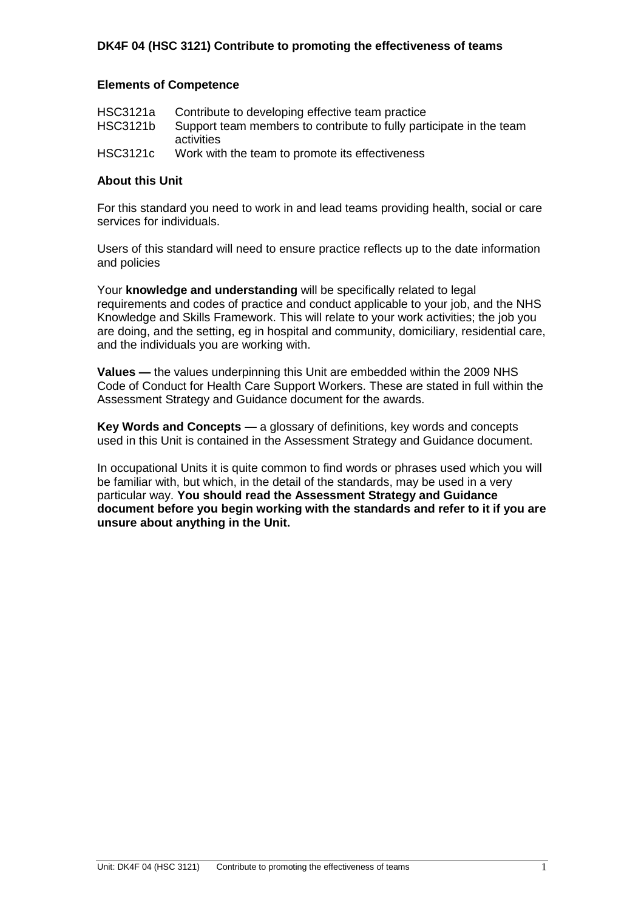# DK4F 04 (HSC 3121) Contribute to promoting the effectiveness of teams

## Elements of Competence

| | |
|---|---|
| HSC3121a | Contribute to developing effective team practice |
| HSC3121b | Support team members to contribute to fully participate in the team activities |
| HSC3121c | Work with the team to promote its effectiveness |

## About this Unit

For this standard you need to work in and lead teams providing health, social or care services for individuals.

Users of this standard will need to ensure practice reflects up to the date information and policies

Your **knowledge and understanding** will be specifically related to legal requirements and codes of practice and conduct applicable to your job, and the NHS Knowledge and Skills Framework. This will relate to your work activities; the job you are doing, and the setting, eg in hospital and community, domiciliary, residential care, and the individuals you are working with.

**Values —** the values underpinning this Unit are embedded within the 2009 NHS Code of Conduct for Health Care Support Workers. These are stated in full within the Assessment Strategy and Guidance document for the awards.

**Key Words and Concepts —** a glossary of definitions, key words and concepts used in this Unit is contained in the Assessment Strategy and Guidance document.

In occupational Units it is quite common to find words or phrases used which you will be familiar with, but which, in the detail of the standards, may be used in a very particular way. **You should read the Assessment Strategy and Guidance document before you begin working with the standards and refer to it if you are unsure about anything in the Unit.**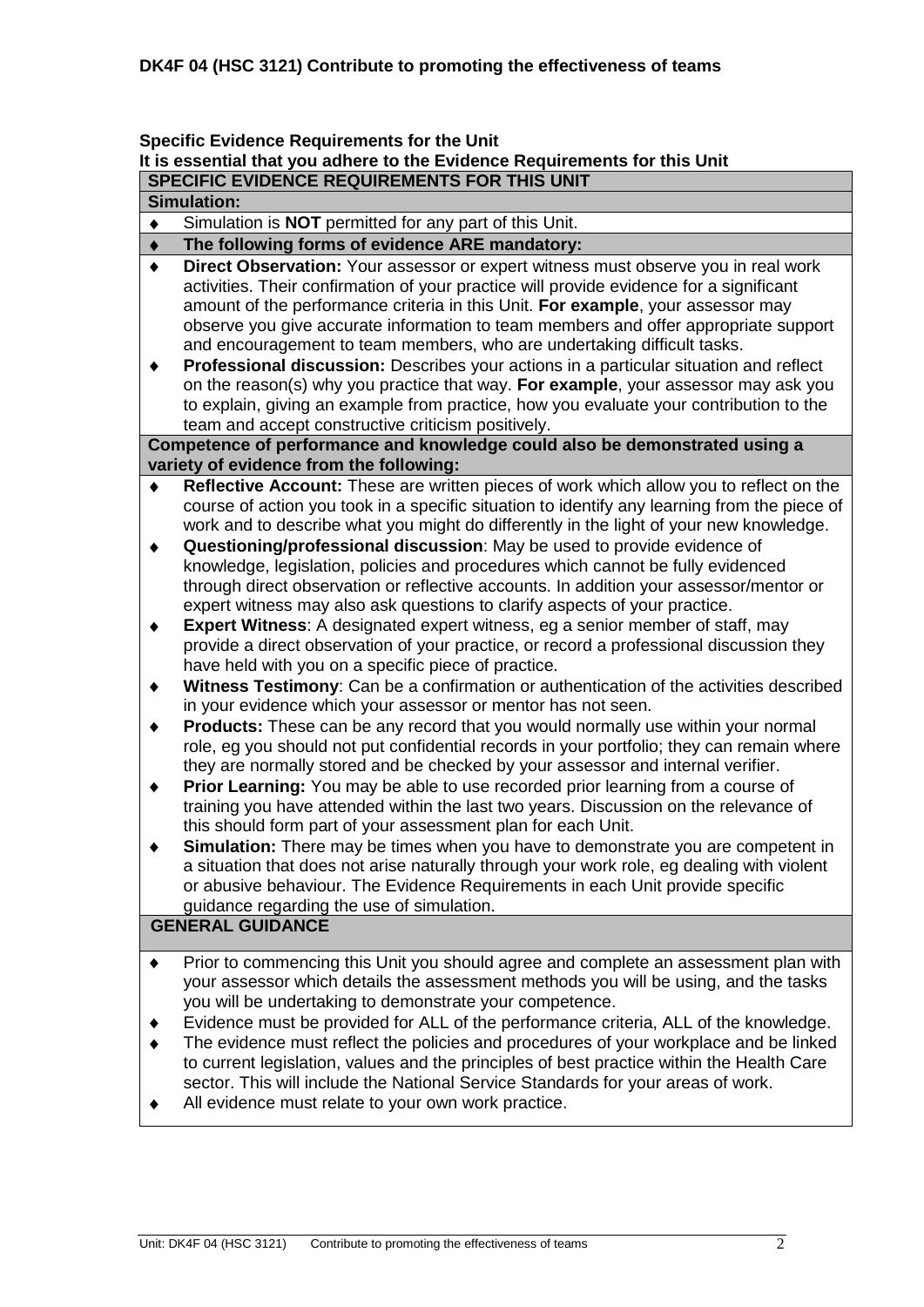**DK4F 04 (HSC 3121) Contribute to promoting the effectiveness of teams**

**Specific Evidence Requirements for the Unit**
**It is essential that you adhere to the Evidence Requirements for this Unit**

**SPECIFIC EVIDENCE REQUIREMENTS FOR THIS UNIT**

**Simulation:**

- Simulation is **NOT** permitted for any part of this Unit.
- **The following forms of evidence ARE mandatory:**
- **Direct Observation:** Your assessor or expert witness must observe you in real work activities. Their confirmation of your practice will provide evidence for a significant amount of the performance criteria in this Unit. **For example**, your assessor may observe you give accurate information to team members and offer appropriate support and encouragement to team members, who are undertaking difficult tasks.
- **Professional discussion:** Describes your actions in a particular situation and reflect on the reason(s) why you practice that way. **For example**, your assessor may ask you to explain, giving an example from practice, how you evaluate your contribution to the team and accept constructive criticism positively.

**Competence of performance and knowledge could also be demonstrated using a variety of evidence from the following:**

- **Reflective Account:** These are written pieces of work which allow you to reflect on the course of action you took in a specific situation to identify any learning from the piece of work and to describe what you might do differently in the light of your new knowledge.
- **Questioning/professional discussion**: May be used to provide evidence of knowledge, legislation, policies and procedures which cannot be fully evidenced through direct observation or reflective accounts. In addition your assessor/mentor or expert witness may also ask questions to clarify aspects of your practice.
- **Expert Witness**: A designated expert witness, eg a senior member of staff, may provide a direct observation of your practice, or record a professional discussion they have held with you on a specific piece of practice.
- **Witness Testimony**: Can be a confirmation or authentication of the activities described in your evidence which your assessor or mentor has not seen.
- **Products:** These can be any record that you would normally use within your normal role, eg you should not put confidential records in your portfolio; they can remain where they are normally stored and be checked by your assessor and internal verifier.
- **Prior Learning:** You may be able to use recorded prior learning from a course of training you have attended within the last two years. Discussion on the relevance of this should form part of your assessment plan for each Unit.
- **Simulation:** There may be times when you have to demonstrate you are competent in a situation that does not arise naturally through your work role, eg dealing with violent or abusive behaviour. The Evidence Requirements in each Unit provide specific guidance regarding the use of simulation.

**GENERAL GUIDANCE**

- Prior to commencing this Unit you should agree and complete an assessment plan with your assessor which details the assessment methods you will be using, and the tasks you will be undertaking to demonstrate your competence.
- Evidence must be provided for ALL of the performance criteria, ALL of the knowledge.
- The evidence must reflect the policies and procedures of your workplace and be linked to current legislation, values and the principles of best practice within the Health Care sector. This will include the National Service Standards for your areas of work.
- All evidence must relate to your own work practice.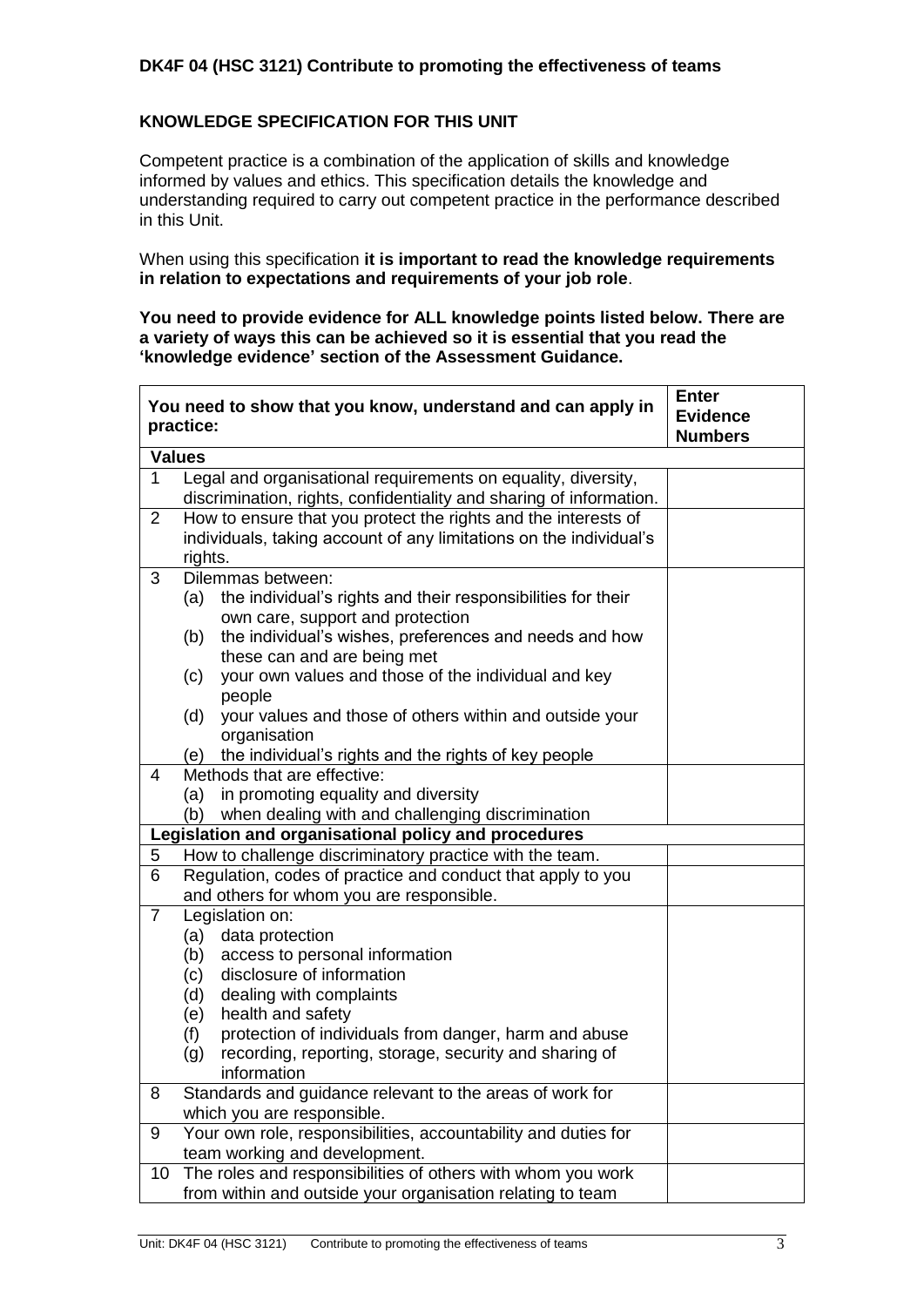**DK4F 04 (HSC 3121) Contribute to promoting the effectiveness of teams**

**KNOWLEDGE SPECIFICATION FOR THIS UNIT**

Competent practice is a combination of the application of skills and knowledge informed by values and ethics. This specification details the knowledge and understanding required to carry out competent practice in the performance described in this Unit.

When using this specification **it is important to read the knowledge requirements in relation to expectations and requirements of your job role**.

**You need to provide evidence for ALL knowledge points listed below. There are a variety of ways this can be achieved so it is essential that you read the 'knowledge evidence' section of the Assessment Guidance.**

| | **You need to show that you know, understand and can apply in practice:** | **Enter Evidence Numbers** |
|---|---|---|
| | **Values** | |
| 1 | Legal and organisational requirements on equality, diversity, discrimination, rights, confidentiality and sharing of information. | |
| 2 | How to ensure that you protect the rights and the interests of individuals, taking account of any limitations on the individual's rights. | |
| 3 | Dilemmas between:<br>(a) the individual's rights and their responsibilities for their own care, support and protection<br>(b) the individual's wishes, preferences and needs and how these can and are being met<br>(c) your own values and those of the individual and key people<br>(d) your values and those of others within and outside your organisation<br>(e) the individual's rights and the rights of key people | |
| 4 | Methods that are effective:<br>(a) in promoting equality and diversity<br>(b) when dealing with and challenging discrimination | |
| | **Legislation and organisational policy and procedures** | |
| 5 | How to challenge discriminatory practice with the team. | |
| 6 | Regulation, codes of practice and conduct that apply to you and others for whom you are responsible. | |
| 7 | Legislation on:<br>(a) data protection<br>(b) access to personal information<br>(c) disclosure of information<br>(d) dealing with complaints<br>(e) health and safety<br>(f) protection of individuals from danger, harm and abuse<br>(g) recording, reporting, storage, security and sharing of information | |
| 8 | Standards and guidance relevant to the areas of work for which you are responsible. | |
| 9 | Your own role, responsibilities, accountability and duties for team working and development. | |
| 10 | The roles and responsibilities of others with whom you work from within and outside your organisation relating to team | |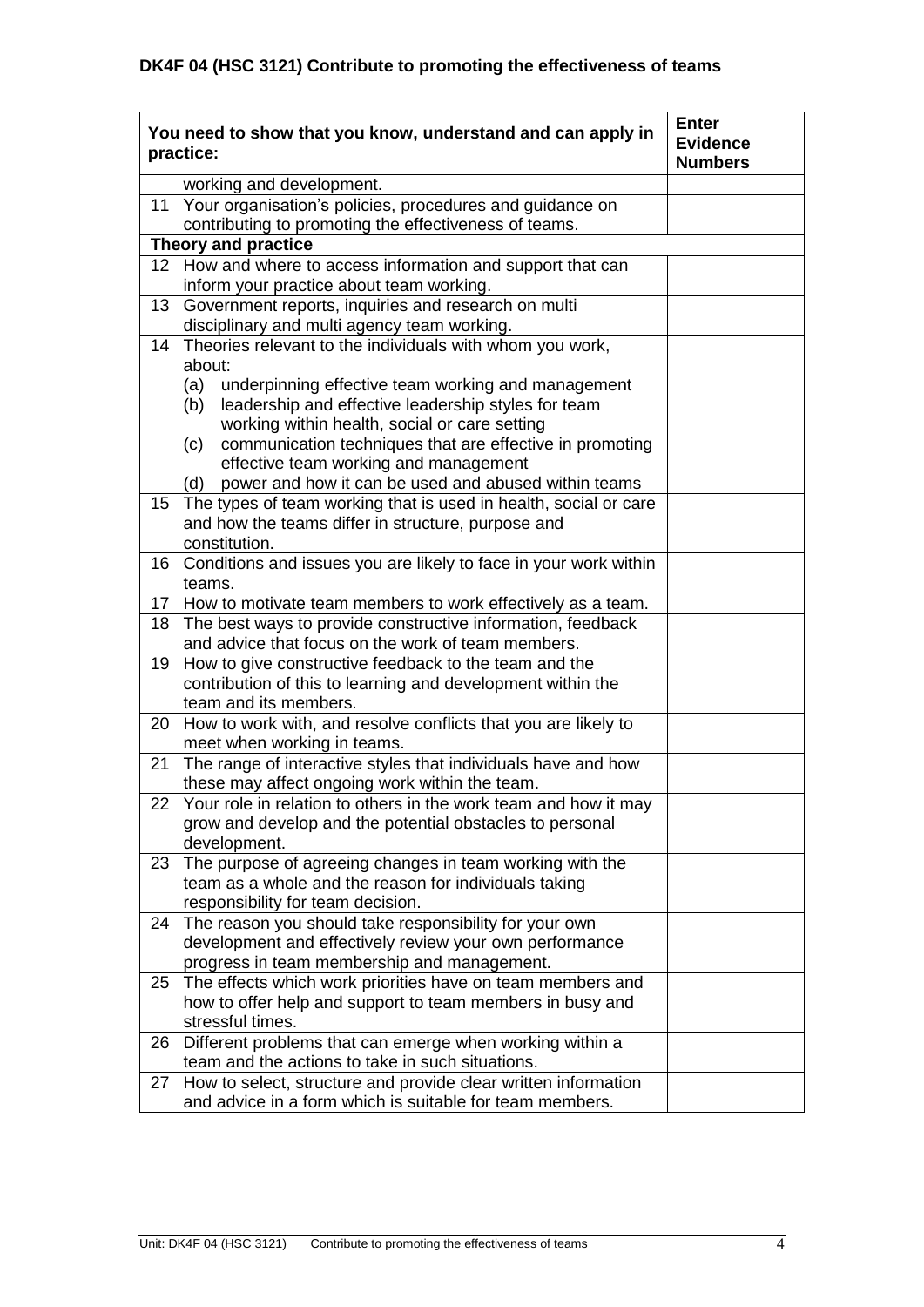**DK4F 04 (HSC 3121) Contribute to promoting the effectiveness of teams**

| You need to show that you know, understand and can apply in practice: | Enter Evidence Numbers |
|---|---|
| working and development. | |
| 11 Your organisation's policies, procedures and guidance on contributing to promoting the effectiveness of teams. | |
| **Theory and practice** | |
| 12 How and where to access information and support that can inform your practice about team working. | |
| 13 Government reports, inquiries and research on multi disciplinary and multi agency team working. | |
| 14 Theories relevant to the individuals with whom you work, about: (a) underpinning effective team working and management (b) leadership and effective leadership styles for team working within health, social or care setting (c) communication techniques that are effective in promoting effective team working and management (d) power and how it can be used and abused within teams | |
| 15 The types of team working that is used in health, social or care and how the teams differ in structure, purpose and constitution. | |
| 16 Conditions and issues you are likely to face in your work within teams. | |
| 17 How to motivate team members to work effectively as a team. | |
| 18 The best ways to provide constructive information, feedback and advice that focus on the work of team members. | |
| 19 How to give constructive feedback to the team and the contribution of this to learning and development within the team and its members. | |
| 20 How to work with, and resolve conflicts that you are likely to meet when working in teams. | |
| 21 The range of interactive styles that individuals have and how these may affect ongoing work within the team. | |
| 22 Your role in relation to others in the work team and how it may grow and develop and the potential obstacles to personal development. | |
| 23 The purpose of agreeing changes in team working with the team as a whole and the reason for individuals taking responsibility for team decision. | |
| 24 The reason you should take responsibility for your own development and effectively review your own performance progress in team membership and management. | |
| 25 The effects which work priorities have on team members and how to offer help and support to team members in busy and stressful times. | |
| 26 Different problems that can emerge when working within a team and the actions to take in such situations. | |
| 27 How to select, structure and provide clear written information and advice in a form which is suitable for team members. | |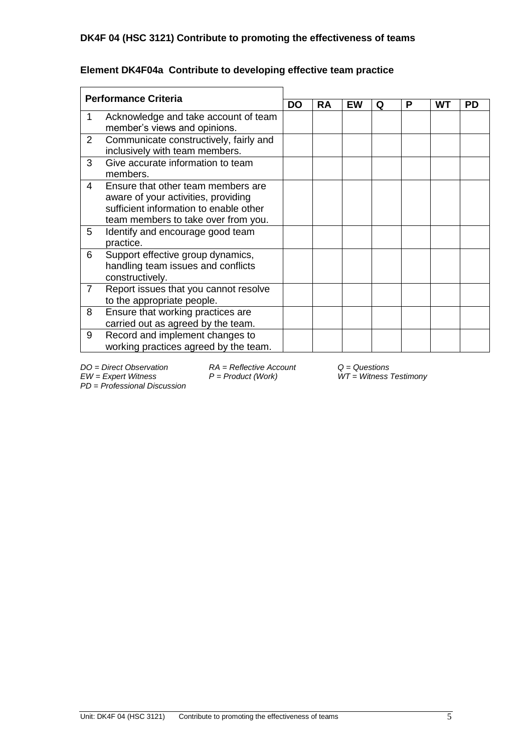**DK4F 04 (HSC 3121) Contribute to promoting the effectiveness of teams**

**Element DK4F04a Contribute to developing effective team practice**

| | Performance Criteria | DO | RA | EW | Q | P | WT | PD |
|---|---|---|---|---|---|---|---|---|
| 1 | Acknowledge and take account of team member's views and opinions. | | | | | | | |
| 2 | Communicate constructively, fairly and inclusively with team members. | | | | | | | |
| 3 | Give accurate information to team members. | | | | | | | |
| 4 | Ensure that other team members are aware of your activities, providing sufficient information to enable other team members to take over from you. | | | | | | | |
| 5 | Identify and encourage good team practice. | | | | | | | |
| 6 | Support effective group dynamics, handling team issues and conflicts constructively. | | | | | | | |
| 7 | Report issues that you cannot resolve to the appropriate people. | | | | | | | |
| 8 | Ensure that working practices are carried out as agreed by the team. | | | | | | | |
| 9 | Record and implement changes to working practices agreed by the team. | | | | | | | |

*DO = Direct Observation* *RA = Reflective Account* *Q = Questions*
*EW = Expert Witness* *P = Product (Work)* *WT = Witness Testimony*
*PD = Professional Discussion*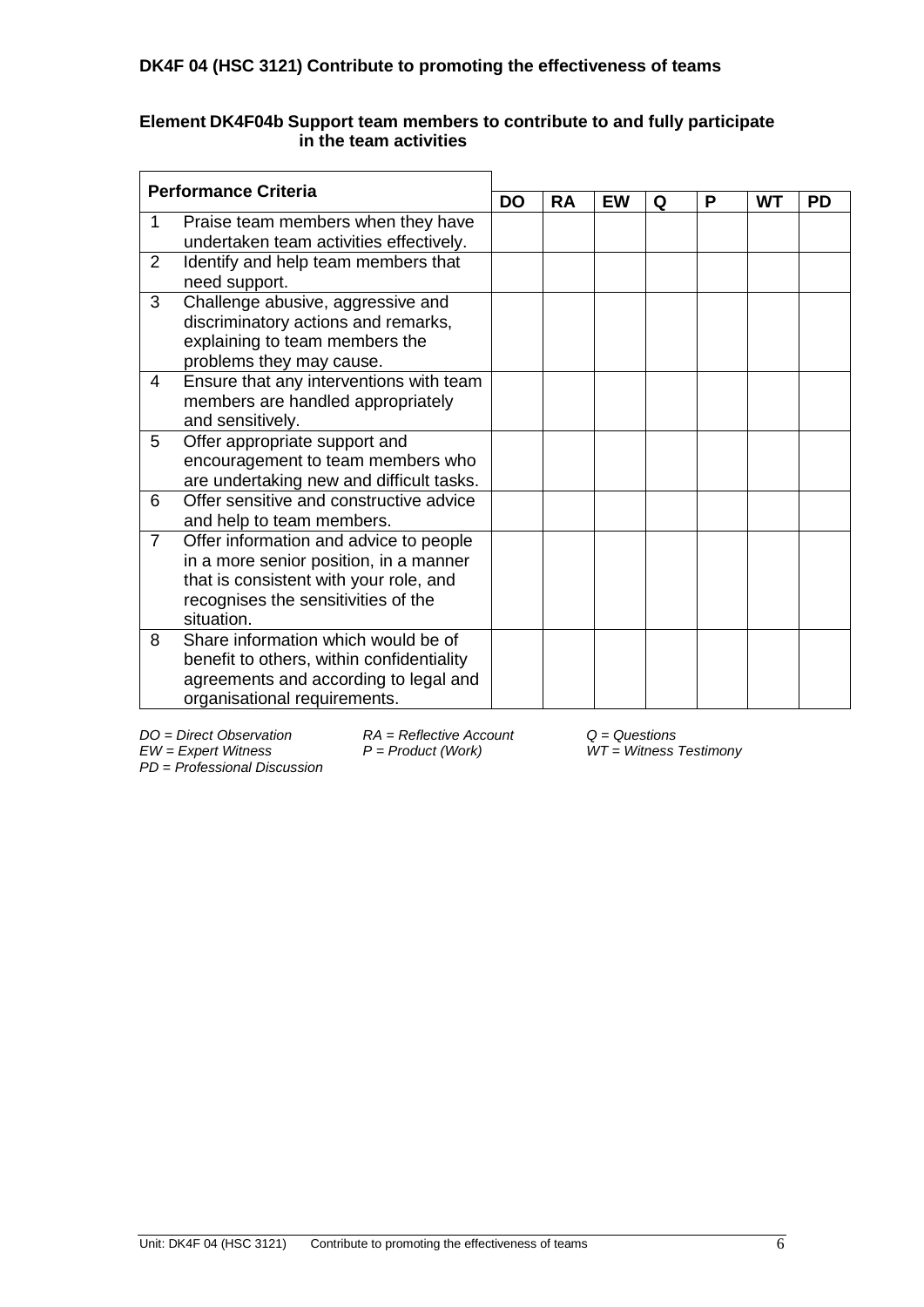## DK4F 04 (HSC 3121) Contribute to promoting the effectiveness of teams

### Element DK4F04b Support team members to contribute to and fully participate in the team activities

| Performance Criteria | | DO | RA | EW | Q | P | WT | PD |
|---|---|---|---|---|---|---|---|---|
| 1 | Praise team members when they have undertaken team activities effectively. | | | | | | | |
| 2 | Identify and help team members that need support. | | | | | | | |
| 3 | Challenge abusive, aggressive and discriminatory actions and remarks, explaining to team members the problems they may cause. | | | | | | | |
| 4 | Ensure that any interventions with team members are handled appropriately and sensitively. | | | | | | | |
| 5 | Offer appropriate support and encouragement to team members who are undertaking new and difficult tasks. | | | | | | | |
| 6 | Offer sensitive and constructive advice and help to team members. | | | | | | | |
| 7 | Offer information and advice to people in a more senior position, in a manner that is consistent with your role, and recognises the sensitivities of the situation. | | | | | | | |
| 8 | Share information which would be of benefit to others, within confidentiality agreements and according to legal and organisational requirements. | | | | | | | |

*DO = Direct Observation* *RA = Reflective Account* *Q = Questions*
*EW = Expert Witness* *P = Product (Work)* *WT = Witness Testimony*
*PD = Professional Discussion*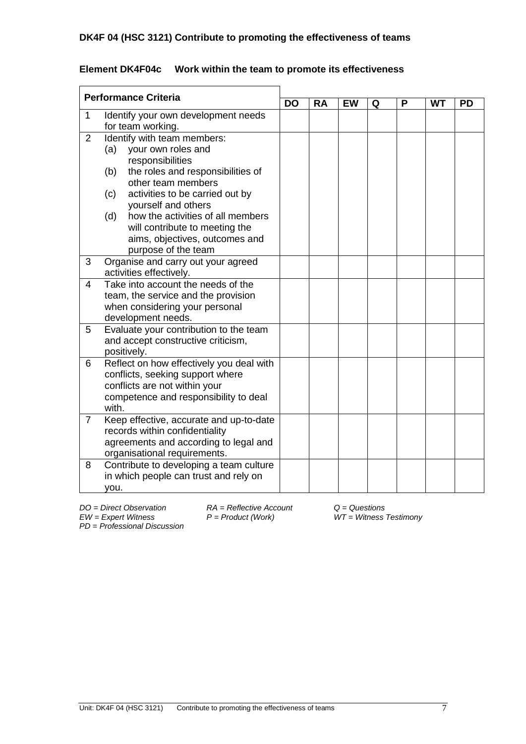**DK4F 04 (HSC 3121) Contribute to promoting the effectiveness of teams**

**Element DK4F04c Work within the team to promote its effectiveness**

| Performance Criteria | | DO | RA | EW | Q | P | WT | PD |
|---|---|---|---|---|---|---|---|---|
| 1 | Identify your own development needs for team working. | | | | | | | |
| 2 | Identify with team members:<br>(a) your own roles and responsibilities<br>(b) the roles and responsibilities of other team members<br>(c) activities to be carried out by yourself and others<br>(d) how the activities of all members will contribute to meeting the aims, objectives, outcomes and purpose of the team | | | | | | | |
| 3 | Organise and carry out your agreed activities effectively. | | | | | | | |
| 4 | Take into account the needs of the team, the service and the provision when considering your personal development needs. | | | | | | | |
| 5 | Evaluate your contribution to the team and accept constructive criticism, positively. | | | | | | | |
| 6 | Reflect on how effectively you deal with conflicts, seeking support where conflicts are not within your competence and responsibility to deal with. | | | | | | | |
| 7 | Keep effective, accurate and up-to-date records within confidentiality agreements and according to legal and organisational requirements. | | | | | | | |
| 8 | Contribute to developing a team culture in which people can trust and rely on you. | | | | | | | |

*DO = Direct Observation* *RA = Reflective Account* *Q = Questions*
*EW = Expert Witness* *P = Product (Work)* *WT = Witness Testimony*
*PD = Professional Discussion*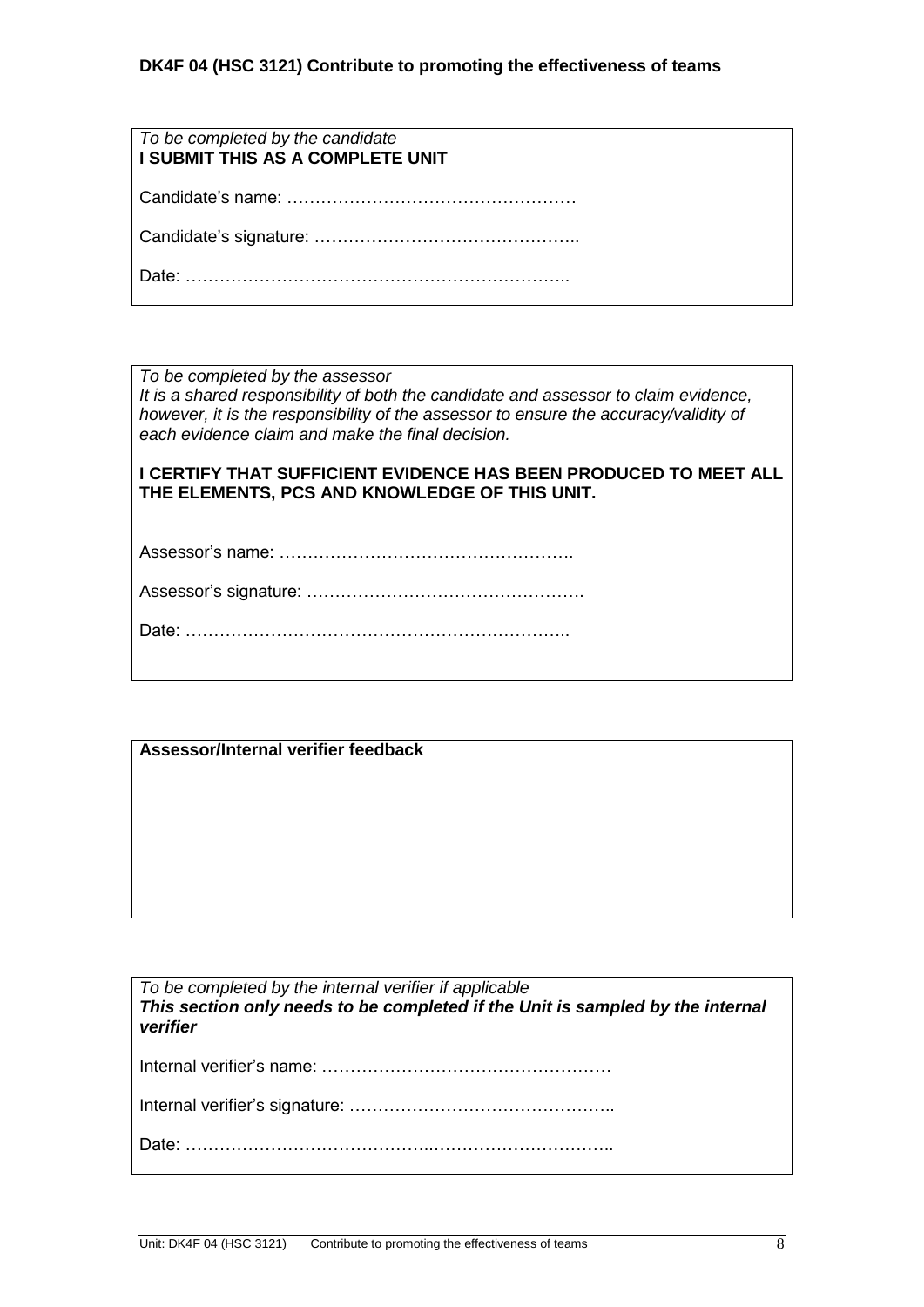**DK4F 04 (HSC 3121) Contribute to promoting the effectiveness of teams**

*To be completed by the candidate*
**I SUBMIT THIS AS A COMPLETE UNIT**

Candidate's name: ……………………………………………

Candidate's signature: ………………………………………..

Date: …………………………………………………………..

*To be completed by the assessor*
*It is a shared responsibility of both the candidate and assessor to claim evidence, however, it is the responsibility of the assessor to ensure the accuracy/validity of each evidence claim and make the final decision.*

**I CERTIFY THAT SUFFICIENT EVIDENCE HAS BEEN PRODUCED TO MEET ALL THE ELEMENTS, PCS AND KNOWLEDGE OF THIS UNIT.**

Assessor's name: …………………………………………….

Assessor's signature: ………………………………………….

Date: …………………………………………………………..

**Assessor/Internal verifier feedback**

*To be completed by the internal verifier if applicable*
***This section only needs to be completed if the Unit is sampled by the internal verifier***

Internal verifier's name: ……………………………………………

Internal verifier's signature: ………………………………………..

Date: …………………………………..…………………………..